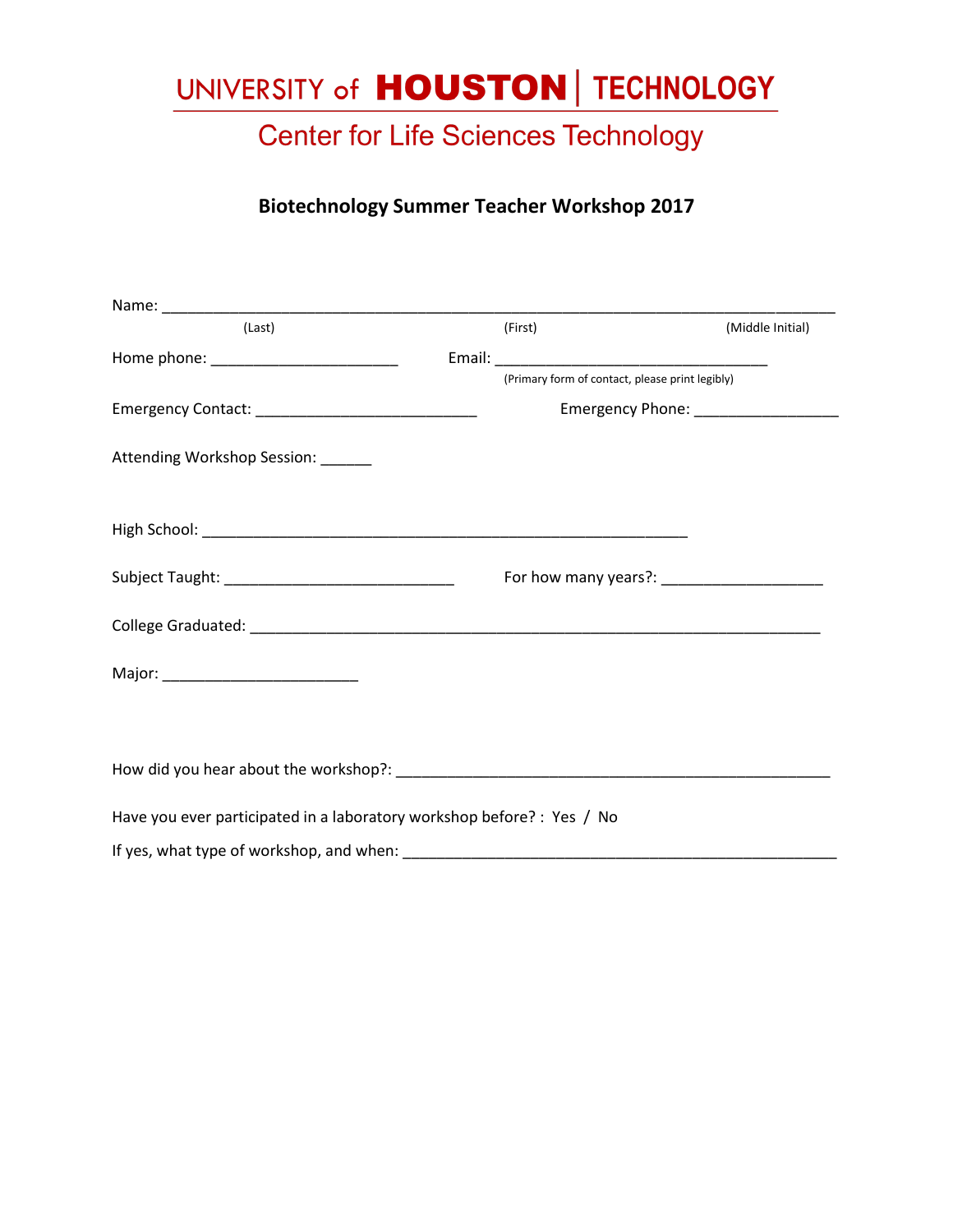# UNIVERSITY of HOUSTON | TECHNOLOGY

## Center for Life Sciences Technology

### Biotechnology Summer Teacher Workshop 2017

Name: ________________________________________________________________________________
(Last) (First) (Middle Initial)

Home phone: _____________________ Email: ______________________________
(Primary form of contact, please print legibly)

Emergency Contact: _________________________ Emergency Phone: ________________

Attending Workshop Session: ______

High School: _______________________________________________________

Subject Taught: __________________________ For how many years?: __________________

College Graduated: _________________________________________________________________

Major: ______________________

How did you hear about the workshop?: _________________________________________________

Have you ever participated in a laboratory workshop before? : Yes / No

If yes, what type of workshop, and when: ________________________________________________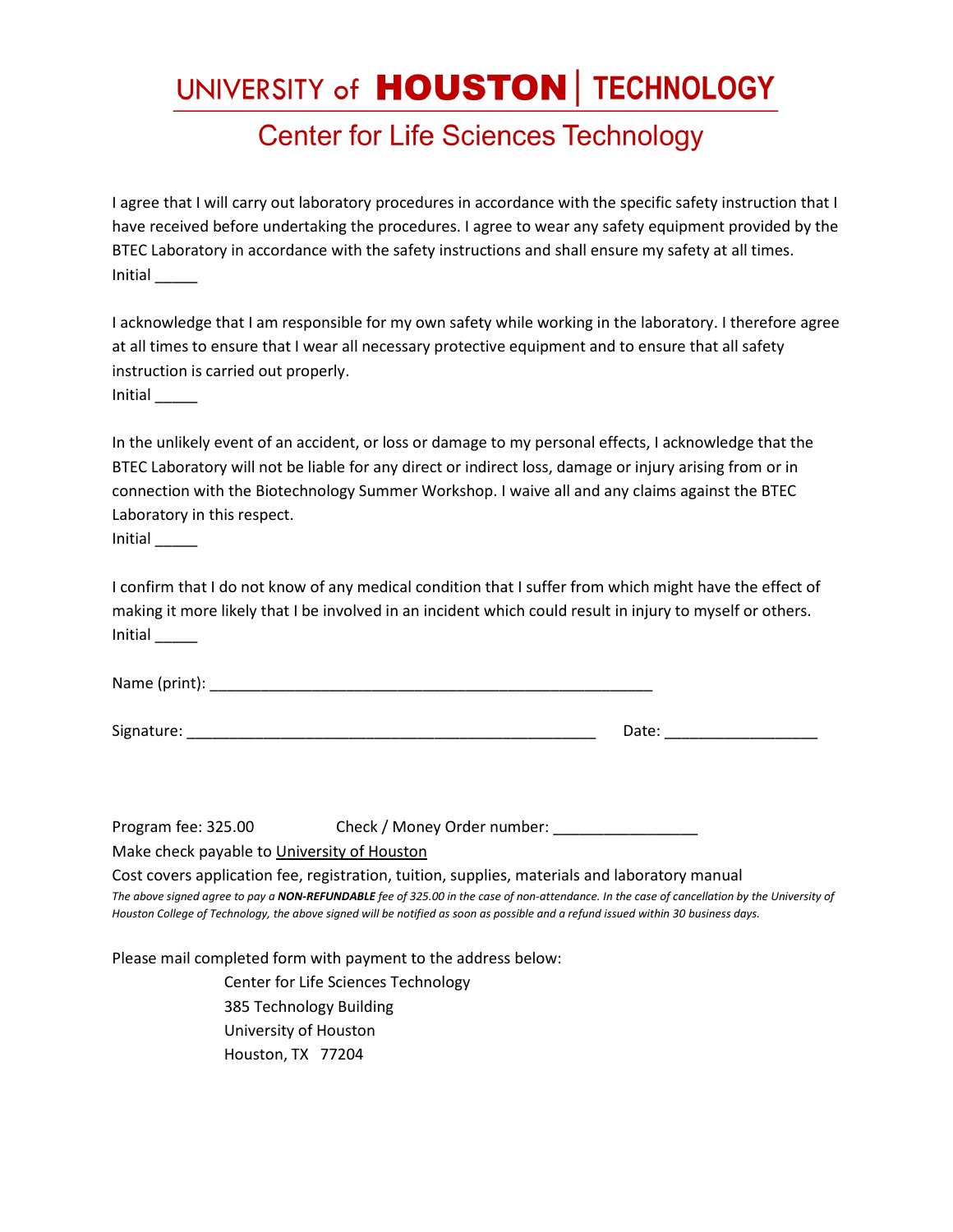# UNIVERSITY of HOUSTON | TECHNOLOGY

## Center for Life Sciences Technology

I agree that I will carry out laboratory procedures in accordance with the specific safety instruction that I have received before undertaking the procedures. I agree to wear any safety equipment provided by the BTEC Laboratory in accordance with the safety instructions and shall ensure my safety at all times.
Initial _____

I acknowledge that I am responsible for my own safety while working in the laboratory. I therefore agree at all times to ensure that I wear all necessary protective equipment and to ensure that all safety instruction is carried out properly.
Initial _____

In the unlikely event of an accident, or loss or damage to my personal effects, I acknowledge that the BTEC Laboratory will not be liable for any direct or indirect loss, damage or injury arising from or in connection with the Biotechnology Summer Workshop. I waive all and any claims against the BTEC Laboratory in this respect.
Initial _____

I confirm that I do not know of any medical condition that I suffer from which might have the effect of making it more likely that I be involved in an incident which could result in injury to myself or others.
Initial _____

Name (print): _____________________________________________________

Signature: _________________________________________________ Date: __________________

Program fee: 325.00 Check / Money Order number: _________________

Make check payable to University of Houston

Cost covers application fee, registration, tuition, supplies, materials and laboratory manual

*The above signed agree to pay a **NON-REFUNDABLE** fee of 325.00 in the case of non-attendance. In the case of cancellation by the University of Houston College of Technology, the above signed will be notified as soon as possible and a refund issued within 30 business days.*

Please mail completed form with payment to the address below:

Center for Life Sciences Technology
385 Technology Building
University of Houston
Houston, TX 77204